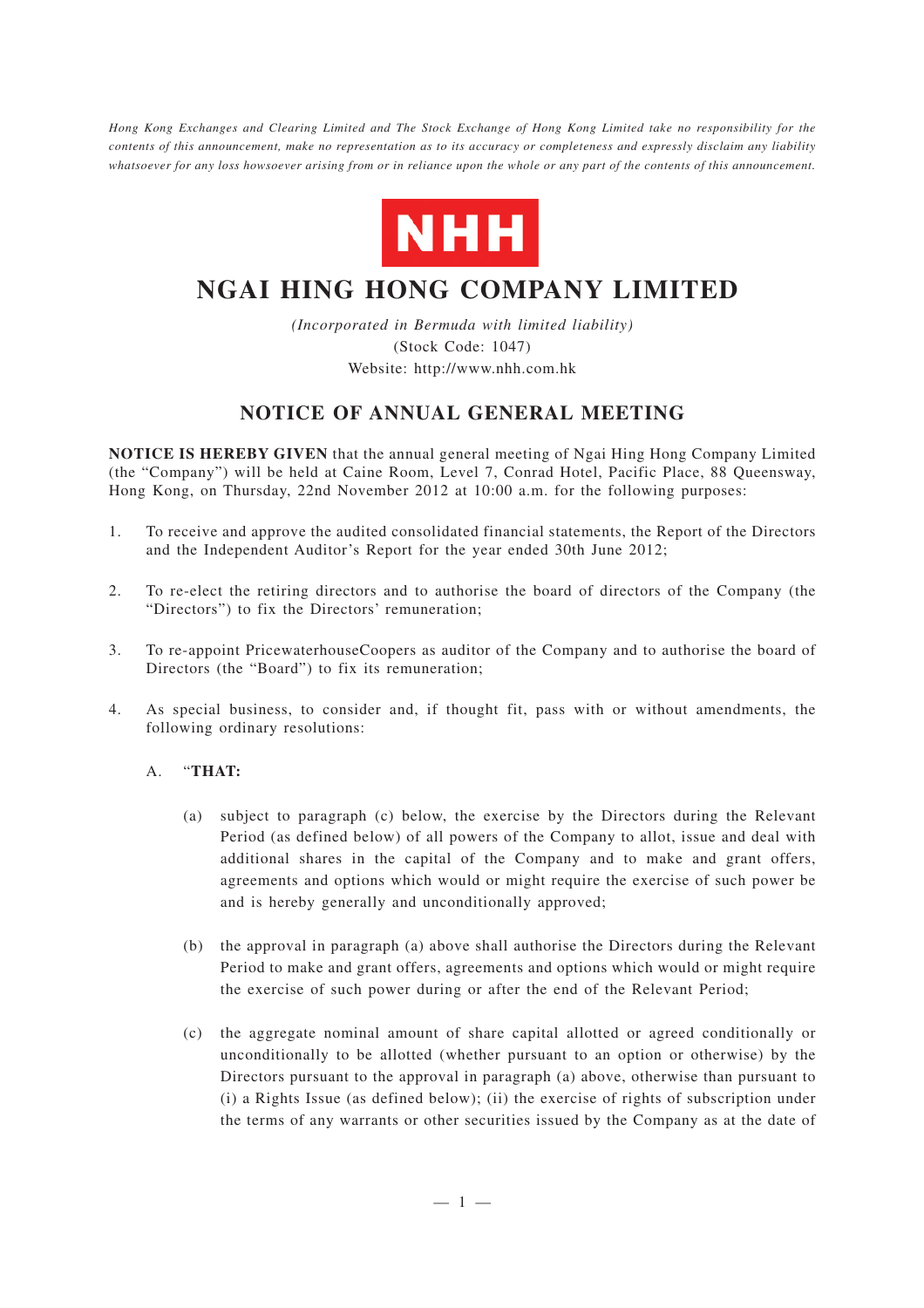*Hong Kong Exchanges and Clearing Limited and The Stock Exchange of Hong Kong Limited take no responsibility for the contents of this announcement, make no representation as to its accuracy or completeness and expressly disclaim any liability whatsoever for any loss howsoever arising from or in reliance upon the whole or any part of the contents of this announcement.*

NHH

# NGAI HING HONG COMPANY LIMITED

*(Incorporated in Bermuda with limited liability)*
(Stock Code: 1047)
Website: http://www.nhh.com.hk

## NOTICE OF ANNUAL GENERAL MEETING

**NOTICE IS HEREBY GIVEN** that the annual general meeting of Ngai Hing Hong Company Limited (the "Company") will be held at Caine Room, Level 7, Conrad Hotel, Pacific Place, 88 Queensway, Hong Kong, on Thursday, 22nd November 2012 at 10:00 a.m. for the following purposes:

1. To receive and approve the audited consolidated financial statements, the Report of the Directors and the Independent Auditor's Report for the year ended 30th June 2012;

2. To re-elect the retiring directors and to authorise the board of directors of the Company (the "Directors") to fix the Directors' remuneration;

3. To re-appoint PricewaterhouseCoopers as auditor of the Company and to authorise the board of Directors (the "Board") to fix its remuneration;

4. As special business, to consider and, if thought fit, pass with or without amendments, the following ordinary resolutions:

   A. "**THAT:**

      (a) subject to paragraph (c) below, the exercise by the Directors during the Relevant Period (as defined below) of all powers of the Company to allot, issue and deal with additional shares in the capital of the Company and to make and grant offers, agreements and options which would or might require the exercise of such power be and is hereby generally and unconditionally approved;

      (b) the approval in paragraph (a) above shall authorise the Directors during the Relevant Period to make and grant offers, agreements and options which would or might require the exercise of such power during or after the end of the Relevant Period;

      (c) the aggregate nominal amount of share capital allotted or agreed conditionally or unconditionally to be allotted (whether pursuant to an option or otherwise) by the Directors pursuant to the approval in paragraph (a) above, otherwise than pursuant to (i) a Rights Issue (as defined below); (ii) the exercise of rights of subscription under the terms of any warrants or other securities issued by the Company as at the date of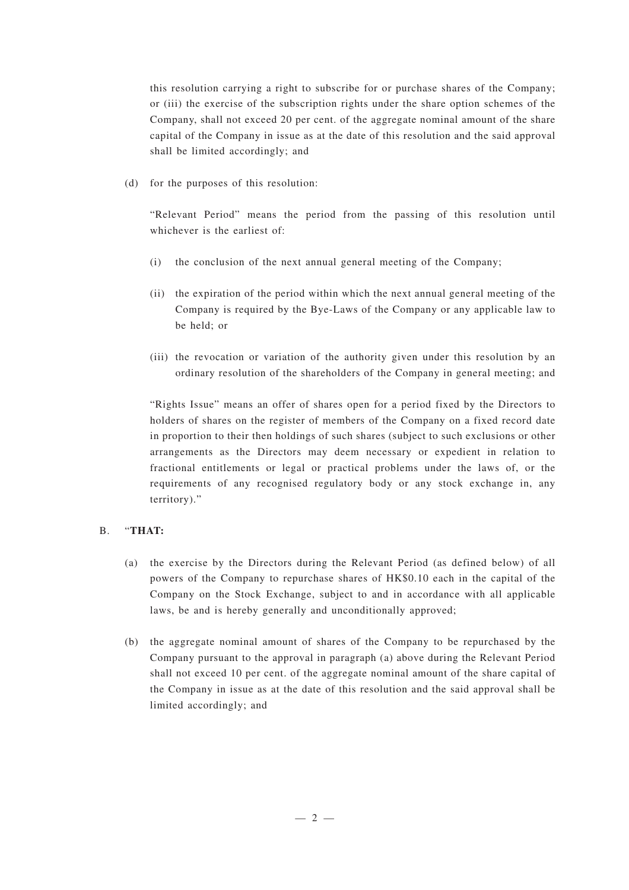this resolution carrying a right to subscribe for or purchase shares of the Company; or (iii) the exercise of the subscription rights under the share option schemes of the Company, shall not exceed 20 per cent. of the aggregate nominal amount of the share capital of the Company in issue as at the date of this resolution and the said approval shall be limited accordingly; and

(d) for the purposes of this resolution:

"Relevant Period" means the period from the passing of this resolution until whichever is the earliest of:

(i) the conclusion of the next annual general meeting of the Company;

(ii) the expiration of the period within which the next annual general meeting of the Company is required by the Bye-Laws of the Company or any applicable law to be held; or

(iii) the revocation or variation of the authority given under this resolution by an ordinary resolution of the shareholders of the Company in general meeting; and

"Rights Issue" means an offer of shares open for a period fixed by the Directors to holders of shares on the register of members of the Company on a fixed record date in proportion to their then holdings of such shares (subject to such exclusions or other arrangements as the Directors may deem necessary or expedient in relation to fractional entitlements or legal or practical problems under the laws of, or the requirements of any recognised regulatory body or any stock exchange in, any territory)."

B. "**THAT:**

(a) the exercise by the Directors during the Relevant Period (as defined below) of all powers of the Company to repurchase shares of HK$0.10 each in the capital of the Company on the Stock Exchange, subject to and in accordance with all applicable laws, be and is hereby generally and unconditionally approved;

(b) the aggregate nominal amount of shares of the Company to be repurchased by the Company pursuant to the approval in paragraph (a) above during the Relevant Period shall not exceed 10 per cent. of the aggregate nominal amount of the share capital of the Company in issue as at the date of this resolution and the said approval shall be limited accordingly; and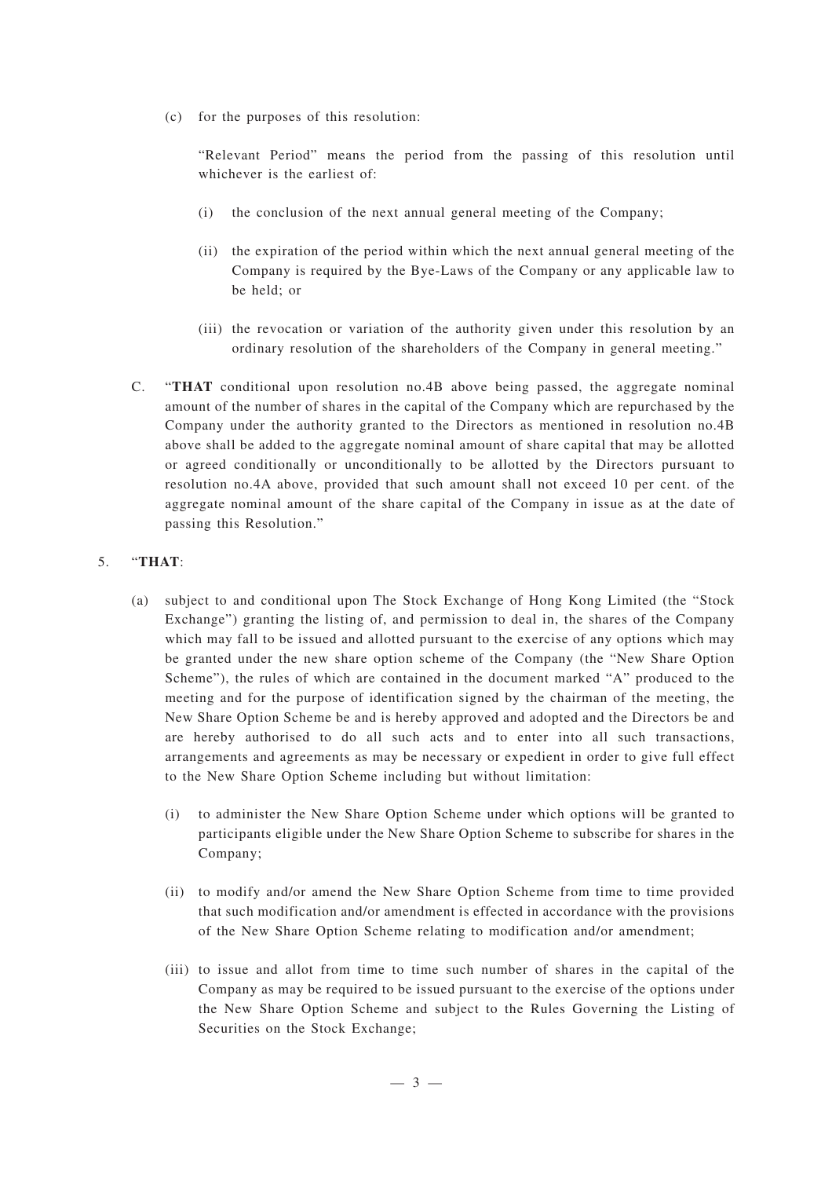(c) for the purposes of this resolution:

"Relevant Period" means the period from the passing of this resolution until whichever is the earliest of:

(i) the conclusion of the next annual general meeting of the Company;

(ii) the expiration of the period within which the next annual general meeting of the Company is required by the Bye-Laws of the Company or any applicable law to be held; or

(iii) the revocation or variation of the authority given under this resolution by an ordinary resolution of the shareholders of the Company in general meeting."

C. "**THAT** conditional upon resolution no.4B above being passed, the aggregate nominal amount of the number of shares in the capital of the Company which are repurchased by the Company under the authority granted to the Directors as mentioned in resolution no.4B above shall be added to the aggregate nominal amount of share capital that may be allotted or agreed conditionally or unconditionally to be allotted by the Directors pursuant to resolution no.4A above, provided that such amount shall not exceed 10 per cent. of the aggregate nominal amount of the share capital of the Company in issue as at the date of passing this Resolution."

5. "**THAT**:

(a) subject to and conditional upon The Stock Exchange of Hong Kong Limited (the "Stock Exchange") granting the listing of, and permission to deal in, the shares of the Company which may fall to be issued and allotted pursuant to the exercise of any options which may be granted under the new share option scheme of the Company (the "New Share Option Scheme"), the rules of which are contained in the document marked "A" produced to the meeting and for the purpose of identification signed by the chairman of the meeting, the New Share Option Scheme be and is hereby approved and adopted and the Directors be and are hereby authorised to do all such acts and to enter into all such transactions, arrangements and agreements as may be necessary or expedient in order to give full effect to the New Share Option Scheme including but without limitation:

(i) to administer the New Share Option Scheme under which options will be granted to participants eligible under the New Share Option Scheme to subscribe for shares in the Company;

(ii) to modify and/or amend the New Share Option Scheme from time to time provided that such modification and/or amendment is effected in accordance with the provisions of the New Share Option Scheme relating to modification and/or amendment;

(iii) to issue and allot from time to time such number of shares in the capital of the Company as may be required to be issued pursuant to the exercise of the options under the New Share Option Scheme and subject to the Rules Governing the Listing of Securities on the Stock Exchange;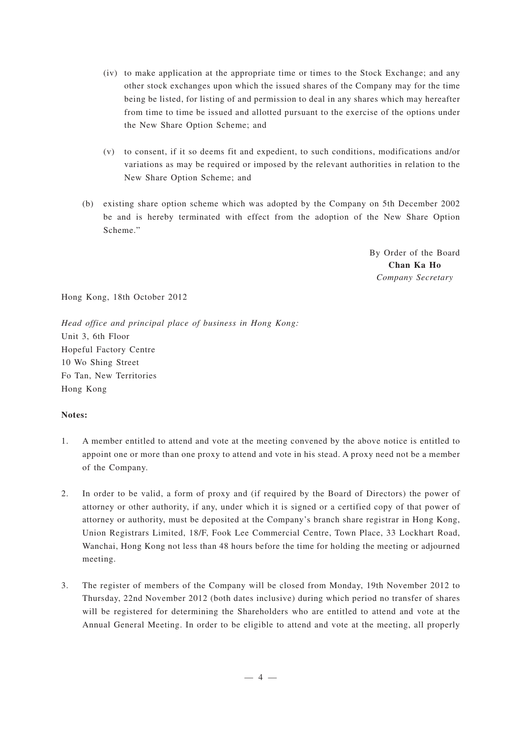(iv) to make application at the appropriate time or times to the Stock Exchange; and any other stock exchanges upon which the issued shares of the Company may for the time being be listed, for listing of and permission to deal in any shares which may hereafter from time to time be issued and allotted pursuant to the exercise of the options under the New Share Option Scheme; and

(v) to consent, if it so deems fit and expedient, to such conditions, modifications and/or variations as may be required or imposed by the relevant authorities in relation to the New Share Option Scheme; and

(b) existing share option scheme which was adopted by the Company on 5th December 2002 be and is hereby terminated with effect from the adoption of the New Share Option Scheme."

By Order of the Board
**Chan Ka Ho**
*Company Secretary*

Hong Kong, 18th October 2012

*Head office and principal place of business in Hong Kong:*
Unit 3, 6th Floor
Hopeful Factory Centre
10 Wo Shing Street
Fo Tan, New Territories
Hong Kong

**Notes:**

1. A member entitled to attend and vote at the meeting convened by the above notice is entitled to appoint one or more than one proxy to attend and vote in his stead. A proxy need not be a member of the Company.

2. In order to be valid, a form of proxy and (if required by the Board of Directors) the power of attorney or other authority, if any, under which it is signed or a certified copy of that power of attorney or authority, must be deposited at the Company's branch share registrar in Hong Kong, Union Registrars Limited, 18/F, Fook Lee Commercial Centre, Town Place, 33 Lockhart Road, Wanchai, Hong Kong not less than 48 hours before the time for holding the meeting or adjourned meeting.

3. The register of members of the Company will be closed from Monday, 19th November 2012 to Thursday, 22nd November 2012 (both dates inclusive) during which period no transfer of shares will be registered for determining the Shareholders who are entitled to attend and vote at the Annual General Meeting. In order to be eligible to attend and vote at the meeting, all properly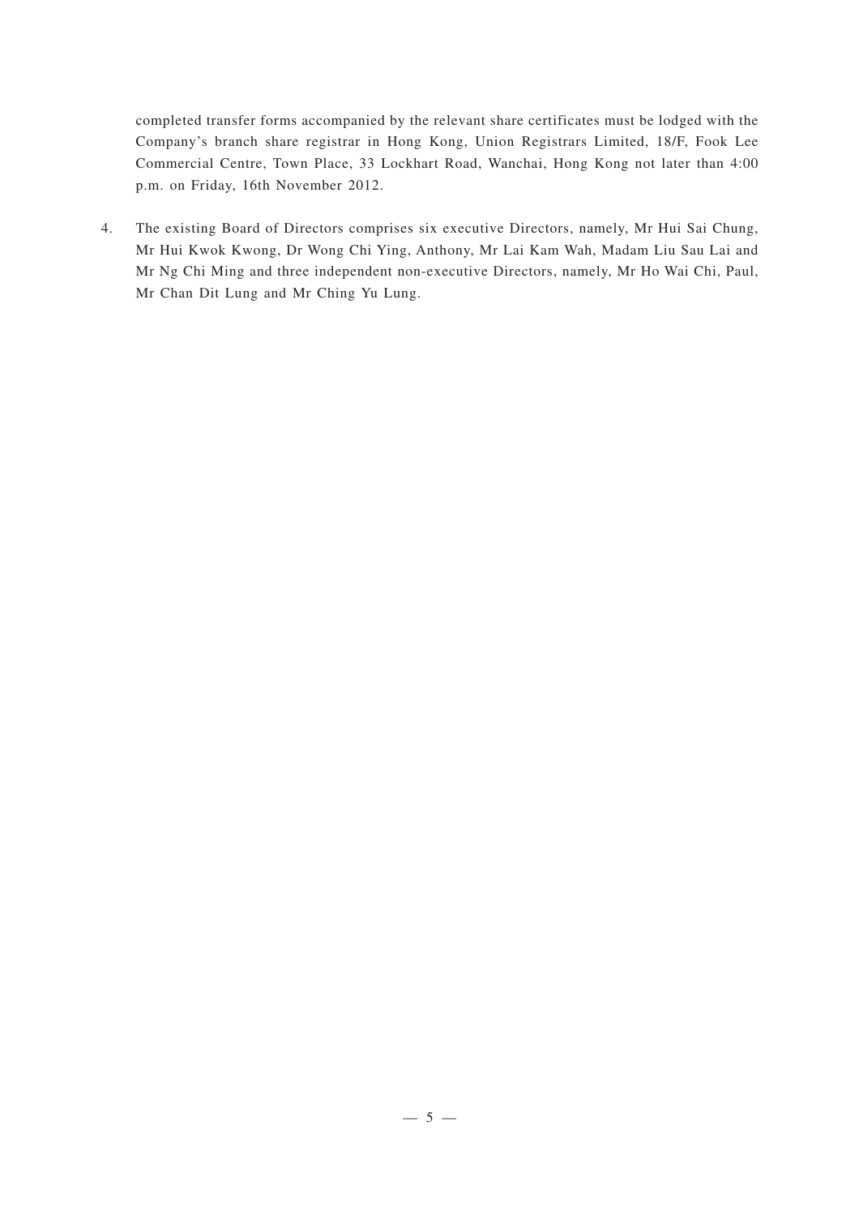completed transfer forms accompanied by the relevant share certificates must be lodged with the Company's branch share registrar in Hong Kong, Union Registrars Limited, 18/F, Fook Lee Commercial Centre, Town Place, 33 Lockhart Road, Wanchai, Hong Kong not later than 4:00 p.m. on Friday, 16th November 2012.

4. The existing Board of Directors comprises six executive Directors, namely, Mr Hui Sai Chung, Mr Hui Kwok Kwong, Dr Wong Chi Ying, Anthony, Mr Lai Kam Wah, Madam Liu Sau Lai and Mr Ng Chi Ming and three independent non-executive Directors, namely, Mr Ho Wai Chi, Paul, Mr Chan Dit Lung and Mr Ching Yu Lung.